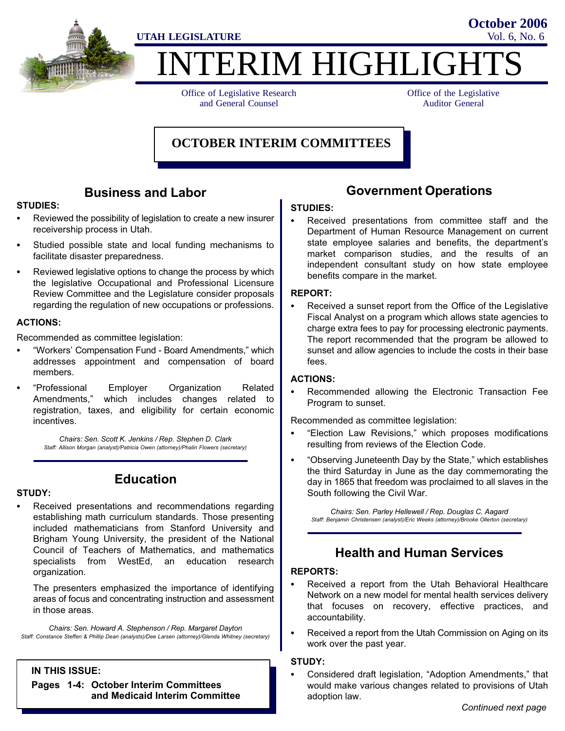UTAH LEGISLATURE

October 2006
Vol. 6, No. 6

# INTERIM HIGHLIGHTS

Office of Legislative Research and General Counsel

Office of the Legislative Auditor General

## OCTOBER INTERIM COMMITTEES

### Business and Labor

**STUDIES:**

- Reviewed the possibility of legislation to create a new insurer receivership process in Utah.
- Studied possible state and local funding mechanisms to facilitate disaster preparedness.
- Reviewed legislative options to change the process by which the legislative Occupational and Professional Licensure Review Committee and the Legislature consider proposals regarding the regulation of new occupations or professions.

**ACTIONS:**

Recommended as committee legislation:

- "Workers' Compensation Fund - Board Amendments," which addresses appointment and compensation of board members.
- "Professional Employer Organization Related Amendments," which includes changes related to registration, taxes, and eligibility for certain economic incentives.

*Chairs: Sen. Scott K. Jenkins / Rep. Stephen D. Clark*
*Staff: Allison Morgan (analyst)/Patricia Owen (attorney)/Phalin Flowers (secretary)*

### Education

**STUDY:**

- Received presentations and recommendations regarding establishing math curriculum standards. Those presenting included mathematicians from Stanford University and Brigham Young University, the president of the National Council of Teachers of Mathematics, and mathematics specialists from WestEd, an education research organization.

  The presenters emphasized the importance of identifying areas of focus and concentrating instruction and assessment in those areas.

*Chairs: Sen. Howard A. Stephenson / Rep. Margaret Dayton*
*Staff: Constance Steffen & Phillip Dean (analysts)/Dee Larsen (attorney)/Glenda Whitney (secretary)*

**IN THIS ISSUE:**

**Pages 1-4: October Interim Committees and Medicaid Interim Committee**

### Government Operations

**STUDIES:**

- Received presentations from committee staff and the Department of Human Resource Management on current state employee salaries and benefits, the department's market comparison studies, and the results of an independent consultant study on how state employee benefits compare in the market.

**REPORT:**

- Received a sunset report from the Office of the Legislative Fiscal Analyst on a program which allows state agencies to charge extra fees to pay for processing electronic payments. The report recommended that the program be allowed to sunset and allow agencies to include the costs in their base fees.

**ACTIONS:**

- Recommended allowing the Electronic Transaction Fee Program to sunset.

Recommended as committee legislation:

- "Election Law Revisions," which proposes modifications resulting from reviews of the Election Code.
- "Observing Juneteenth Day by the State," which establishes the third Saturday in June as the day commemorating the day in 1865 that freedom was proclaimed to all slaves in the South following the Civil War.

*Chairs: Sen. Parley Hellewell / Rep. Douglas C. Aagard*
*Staff: Benjamin Christensen (analyst)/Eric Weeks (attorney)/Brooke Ollerton (secretary)*

### Health and Human Services

**REPORTS:**

- Received a report from the Utah Behavioral Healthcare Network on a new model for mental health services delivery that focuses on recovery, effective practices, and accountability.
- Received a report from the Utah Commission on Aging on its work over the past year.

**STUDY:**

- Considered draft legislation, "Adoption Amendments," that would make various changes related to provisions of Utah adoption law.

*Continued next page*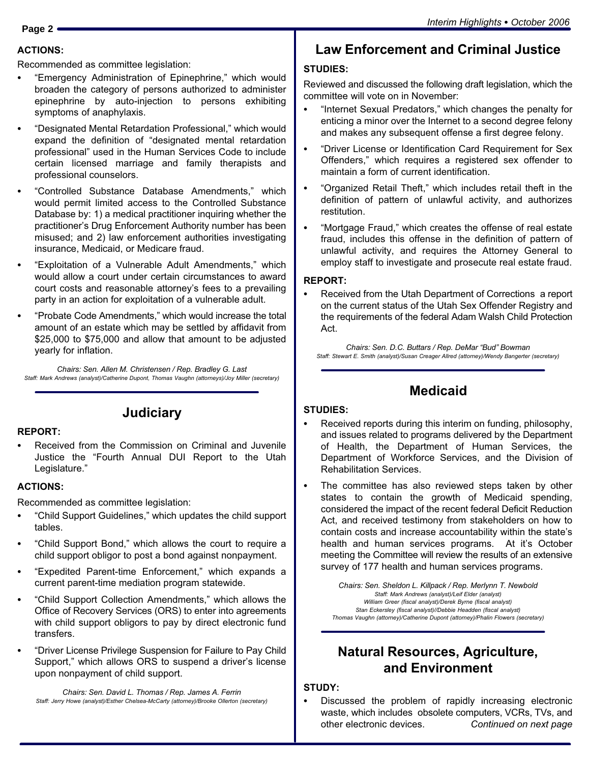**ACTIONS:**

Recommended as committee legislation:

- "Emergency Administration of Epinephrine," which would broaden the category of persons authorized to administer epinephrine by auto-injection to persons exhibiting symptoms of anaphylaxis.
- "Designated Mental Retardation Professional," which would expand the definition of "designated mental retardation professional" used in the Human Services Code to include certain licensed marriage and family therapists and professional counselors.
- "Controlled Substance Database Amendments," which would permit limited access to the Controlled Substance Database by: 1) a medical practitioner inquiring whether the practitioner's Drug Enforcement Authority number has been misused; and 2) law enforcement authorities investigating insurance, Medicaid, or Medicare fraud.
- "Exploitation of a Vulnerable Adult Amendments," which would allow a court under certain circumstances to award court costs and reasonable attorney's fees to a prevailing party in an action for exploitation of a vulnerable adult.
- "Probate Code Amendments," which would increase the total amount of an estate which may be settled by affidavit from $25,000 to $75,000 and allow that amount to be adjusted yearly for inflation.

*Chairs: Sen. Allen M. Christensen / Rep. Bradley G. Last*
*Staff: Mark Andrews (analyst)/Catherine Dupont, Thomas Vaughn (attorneys)/Joy Miller (secretary)*

## Judiciary

**REPORT:**

- Received from the Commission on Criminal and Juvenile Justice the "Fourth Annual DUI Report to the Utah Legislature."

**ACTIONS:**

Recommended as committee legislation:

- "Child Support Guidelines," which updates the child support tables.
- "Child Support Bond," which allows the court to require a child support obligor to post a bond against nonpayment.
- "Expedited Parent-time Enforcement," which expands a current parent-time mediation program statewide.
- "Child Support Collection Amendments," which allows the Office of Recovery Services (ORS) to enter into agreements with child support obligors to pay by direct electronic fund transfers.
- "Driver License Privilege Suspension for Failure to Pay Child Support," which allows ORS to suspend a driver's license upon nonpayment of child support.

*Chairs: Sen. David L. Thomas / Rep. James A. Ferrin*
*Staff: Jerry Howe (analyst)/Esther Chelsea-McCarty (attorney)/Brooke Ollerton (secretary)*

## Law Enforcement and Criminal Justice

**STUDIES:**

Reviewed and discussed the following draft legislation, which the committee will vote on in November:

- "Internet Sexual Predators," which changes the penalty for enticing a minor over the Internet to a second degree felony and makes any subsequent offense a first degree felony.
- "Driver License or Identification Card Requirement for Sex Offenders," which requires a registered sex offender to maintain a form of current identification.
- "Organized Retail Theft," which includes retail theft in the definition of pattern of unlawful activity, and authorizes restitution.
- "Mortgage Fraud," which creates the offense of real estate fraud, includes this offense in the definition of pattern of unlawful activity, and requires the Attorney General to employ staff to investigate and prosecute real estate fraud.

**REPORT:**

- Received from the Utah Department of Corrections a report on the current status of the Utah Sex Offender Registry and the requirements of the federal Adam Walsh Child Protection Act.

*Chairs: Sen. D.C. Buttars / Rep. DeMar "Bud" Bowman*
*Staff: Stewart E. Smith (analyst)/Susan Creager Allred (attorney)/Wendy Bangerter (secretary)*

## Medicaid

**STUDIES:**

- Received reports during this interim on funding, philosophy, and issues related to programs delivered by the Department of Health, the Department of Human Services, the Department of Workforce Services, and the Division of Rehabilitation Services.
- The committee has also reviewed steps taken by other states to contain the growth of Medicaid spending, considered the impact of the recent federal Deficit Reduction Act, and received testimony from stakeholders on how to contain costs and increase accountability within the state's health and human services programs. At it's October meeting the Committee will review the results of an extensive survey of 177 health and human services programs.

*Chairs: Sen. Sheldon L. Killpack / Rep. Merlynn T. Newbold*
*Staff: Mark Andrews (analyst)/Leif Elder (analyst)*
*William Greer (fiscal analyst)/Derek Byrne (fiscal analyst)*
*Stan Eckersley (fiscal analyst)//Debbie Headden (fiscal analyst)*
*Thomas Vaughn (attorney)/Catherine Dupont (attorney)/Phalin Flowers (secretary)*

## Natural Resources, Agriculture, and Environment

**STUDY:**

- Discussed the problem of rapidly increasing electronic waste, which includes obsolete computers, VCRs, TVs, and other electronic devices. *Continued on next page*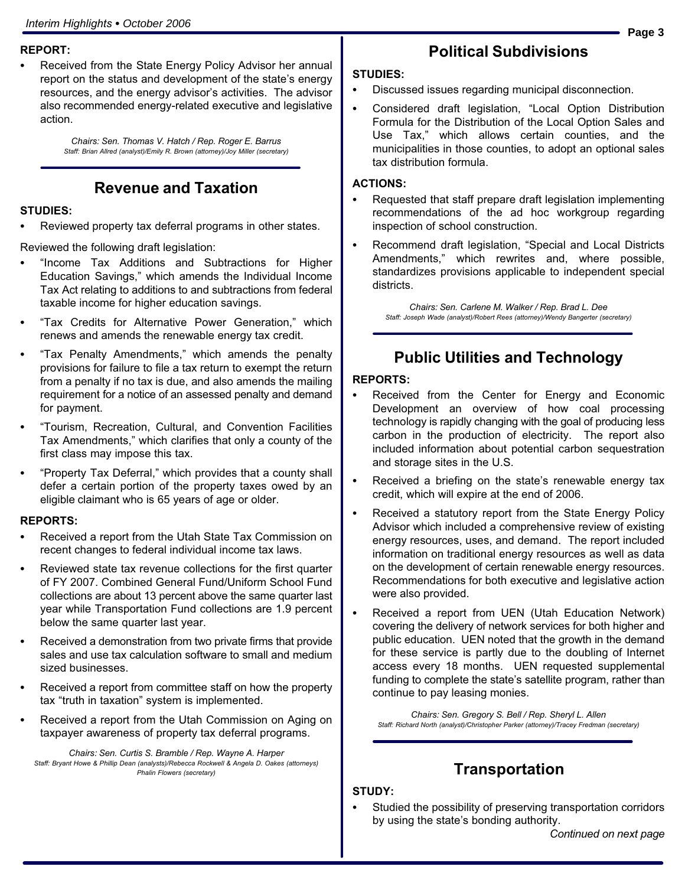**REPORT:**

- Received from the State Energy Policy Advisor her annual report on the status and development of the state's energy resources, and the energy advisor's activities. The advisor also recommended energy-related executive and legislative action.

*Chairs: Sen. Thomas V. Hatch / Rep. Roger E. Barrus*
*Staff: Brian Allred (analyst)/Emily R. Brown (attorney)/Joy Miller (secretary)*

## Revenue and Taxation

**STUDIES:**

- Reviewed property tax deferral programs in other states.

Reviewed the following draft legislation:

- "Income Tax Additions and Subtractions for Higher Education Savings," which amends the Individual Income Tax Act relating to additions to and subtractions from federal taxable income for higher education savings.
- "Tax Credits for Alternative Power Generation," which renews and amends the renewable energy tax credit.
- "Tax Penalty Amendments," which amends the penalty provisions for failure to file a tax return to exempt the return from a penalty if no tax is due, and also amends the mailing requirement for a notice of an assessed penalty and demand for payment.
- "Tourism, Recreation, Cultural, and Convention Facilities Tax Amendments," which clarifies that only a county of the first class may impose this tax.
- "Property Tax Deferral," which provides that a county shall defer a certain portion of the property taxes owed by an eligible claimant who is 65 years of age or older.

**REPORTS:**

- Received a report from the Utah State Tax Commission on recent changes to federal individual income tax laws.
- Reviewed state tax revenue collections for the first quarter of FY 2007. Combined General Fund/Uniform School Fund collections are about 13 percent above the same quarter last year while Transportation Fund collections are 1.9 percent below the same quarter last year.
- Received a demonstration from two private firms that provide sales and use tax calculation software to small and medium sized businesses.
- Received a report from committee staff on how the property tax "truth in taxation" system is implemented.
- Received a report from the Utah Commission on Aging on taxpayer awareness of property tax deferral programs.

*Chairs: Sen. Curtis S. Bramble / Rep. Wayne A. Harper*
*Staff: Bryant Howe & Phillip Dean (analysts)/Rebecca Rockwell & Angela D. Oakes (attorneys) Phalin Flowers (secretary)*

## Political Subdivisions

**STUDIES:**

- Discussed issues regarding municipal disconnection.
- Considered draft legislation, "Local Option Distribution Formula for the Distribution of the Local Option Sales and Use Tax," which allows certain counties, and the municipalities in those counties, to adopt an optional sales tax distribution formula.

**ACTIONS:**

- Requested that staff prepare draft legislation implementing recommendations of the ad hoc workgroup regarding inspection of school construction.
- Recommend draft legislation, "Special and Local Districts Amendments," which rewrites and, where possible, standardizes provisions applicable to independent special districts.

*Chairs: Sen. Carlene M. Walker / Rep. Brad L. Dee*
*Staff: Joseph Wade (analyst)/Robert Rees (attorney)/Wendy Bangerter (secretary)*

## Public Utilities and Technology

**REPORTS:**

- Received from the Center for Energy and Economic Development an overview of how coal processing technology is rapidly changing with the goal of producing less carbon in the production of electricity. The report also included information about potential carbon sequestration and storage sites in the U.S.
- Received a briefing on the state's renewable energy tax credit, which will expire at the end of 2006.
- Received a statutory report from the State Energy Policy Advisor which included a comprehensive review of existing energy resources, uses, and demand. The report included information on traditional energy resources as well as data on the development of certain renewable energy resources. Recommendations for both executive and legislative action were also provided.
- Received a report from UEN (Utah Education Network) covering the delivery of network services for both higher and public education. UEN noted that the growth in the demand for these service is partly due to the doubling of Internet access every 18 months. UEN requested supplemental funding to complete the state's satellite program, rather than continue to pay leasing monies.

*Chairs: Sen. Gregory S. Bell / Rep. Sheryl L. Allen*
*Staff: Richard North (analyst)/Christopher Parker (attorney)/Tracey Fredman (secretary)*

## Transportation

**STUDY:**

- Studied the possibility of preserving transportation corridors by using the state's bonding authority.

*Continued on next page*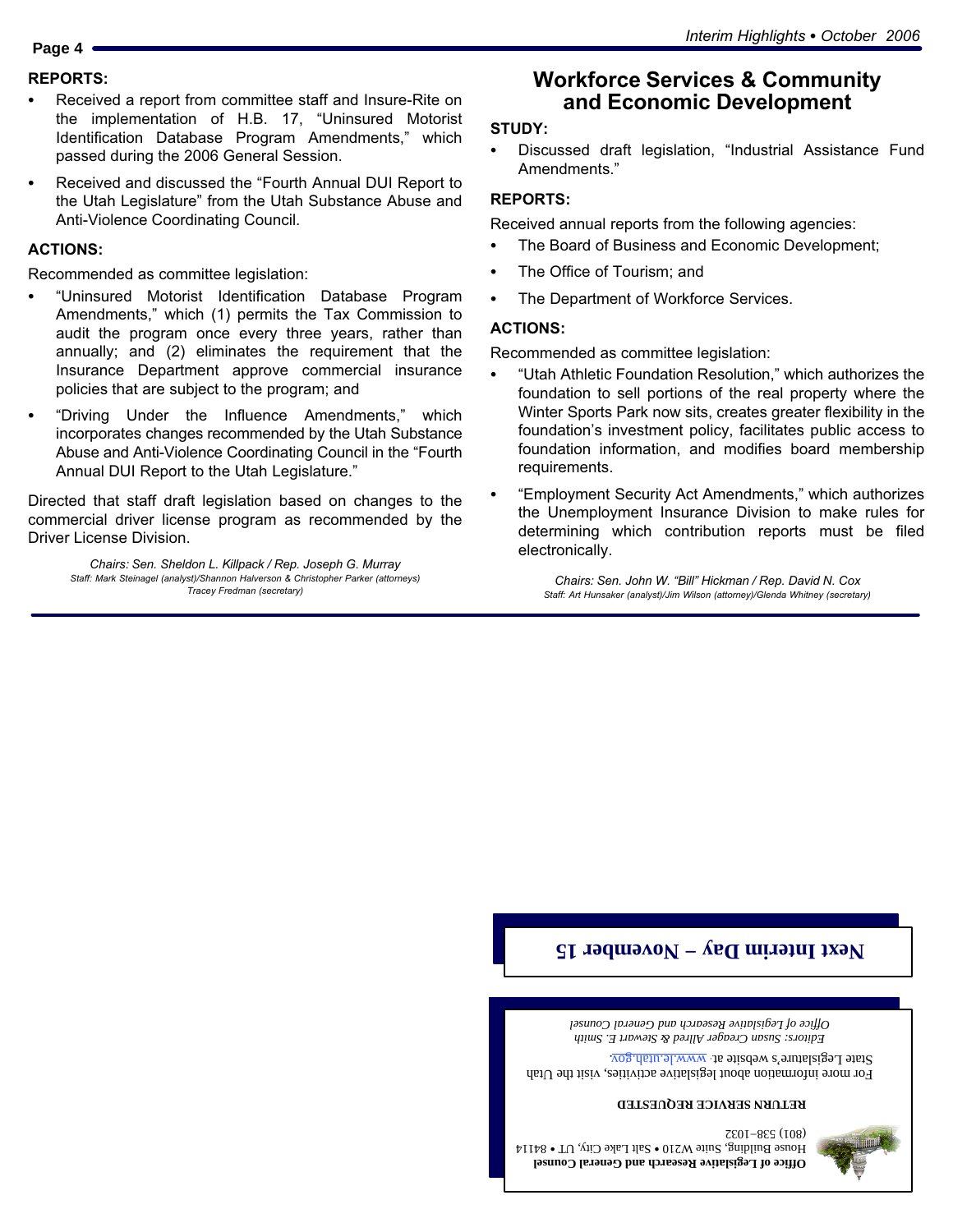### REPORTS:

- Received a report from committee staff and Insure-Rite on the implementation of H.B. 17, "Uninsured Motorist Identification Database Program Amendments," which passed during the 2006 General Session.
- Received and discussed the "Fourth Annual DUI Report to the Utah Legislature" from the Utah Substance Abuse and Anti-Violence Coordinating Council.

### ACTIONS:

Recommended as committee legislation:

- "Uninsured Motorist Identification Database Program Amendments," which (1) permits the Tax Commission to audit the program once every three years, rather than annually; and (2) eliminates the requirement that the Insurance Department approve commercial insurance policies that are subject to the program; and
- "Driving Under the Influence Amendments," which incorporates changes recommended by the Utah Substance Abuse and Anti-Violence Coordinating Council in the "Fourth Annual DUI Report to the Utah Legislature."

Directed that staff draft legislation based on changes to the commercial driver license program as recommended by the Driver License Division.

*Chairs: Sen. Sheldon L. Killpack / Rep. Joseph G. Murray*
*Staff: Mark Steinagel (analyst)/Shannon Halverson & Christopher Parker (attorneys)*
*Tracey Fredman (secretary)*

## Workforce Services & Community and Economic Development

### STUDY:

- Discussed draft legislation, "Industrial Assistance Fund Amendments."

### REPORTS:

Received annual reports from the following agencies:

- The Board of Business and Economic Development;
- The Office of Tourism; and
- The Department of Workforce Services.

### ACTIONS:

Recommended as committee legislation:

- "Utah Athletic Foundation Resolution," which authorizes the foundation to sell portions of the real property where the Winter Sports Park now sits, creates greater flexibility in the foundation's investment policy, facilitates public access to foundation information, and modifies board membership requirements.
- "Employment Security Act Amendments," which authorizes the Unemployment Insurance Division to make rules for determining which contribution reports must be filed electronically.

*Chairs: Sen. John W. "Bill" Hickman / Rep. David N. Cox*
*Staff: Art Hunsaker (analyst)/Jim Wilson (attorney)/Glenda Whitney (secretary)*

**Next Interim Day – November 15**

**Office of Legislative Research and General Counsel**
House Building, Suite W210 • Salt Lake City, UT • 84114
(801) 538-1032

**RETURN SERVICE REQUESTED**

For more information about legislative activities, visit the Utah State Legislature's website at: www.le.utah.gov.

*Editors: Susan Creager Allred & Stewart E. Smith*
*Office of Legislative Research and General Counsel*